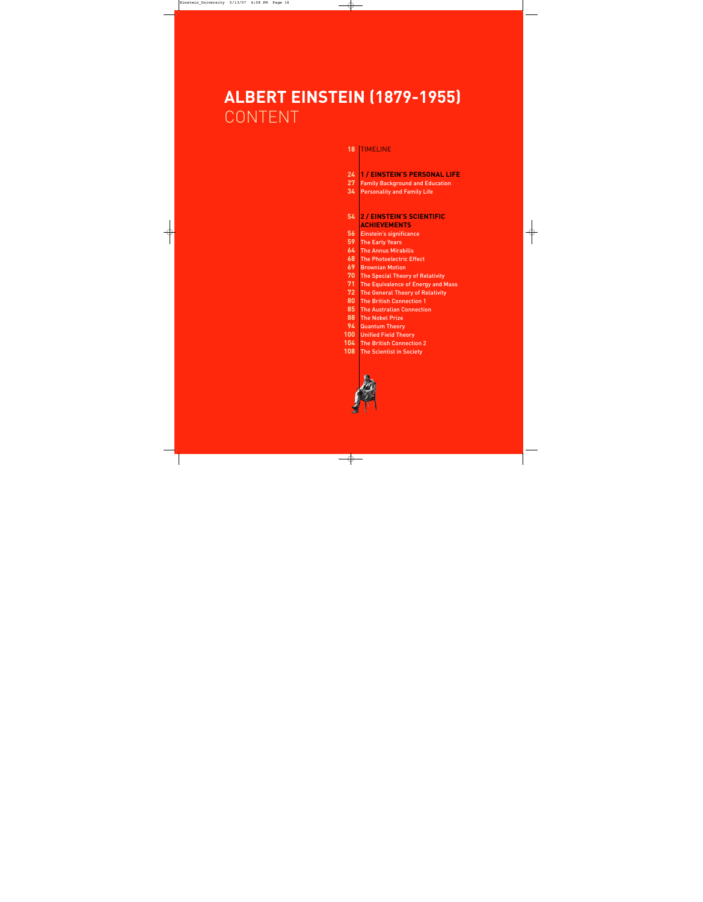# ALBERT EINSTEIN (1879-1955)
## CONTENT

18 TIMELINE

24 **1 / EINSTEIN'S PERSONAL LIFE**
27 Family Background and Education
34 Personality and Family Life

54 **2 / EINSTEIN'S SCIENTIFIC ACHIEVEMENTS**
56 Einstein's significance
59 The Early Years
64 The Annus Mirabilis
68 The Photoelectric Effect
69 Brownian Motion
70 The Special Theory of Relativity
71 The Equivalence of Energy and Mass
72 The General Theory of Relativity
80 The British Connection 1
85 The Australian Connection
88 The Nobel Prize
94 Quantum Theory
100 Unified Field Theory
104 The British Connection 2
108 The Scientist in Society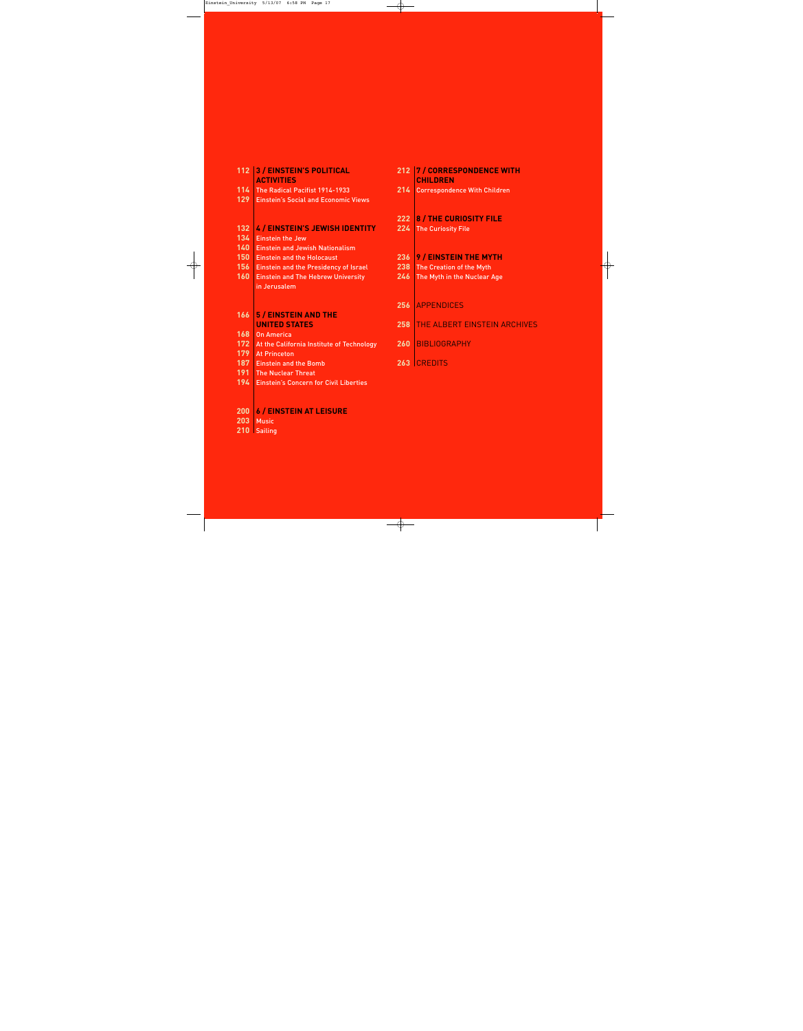112 **3 / EINSTEIN'S POLITICAL ACTIVITIES**

114 The Radical Pacifist 1914-1933

129 Einstein's Social and Economic Views

132 **4 / EINSTEIN'S JEWISH IDENTITY**

134 Einstein the Jew

140 Einstein and Jewish Nationalism

150 Einstein and the Holocaust

156 Einstein and the Presidency of Israel

160 Einstein and The Hebrew University in Jerusalem

166 **5 / EINSTEIN AND THE UNITED STATES**

168 On America

172 At the California Institute of Technology

179 At Princeton

187 Einstein and the Bomb

191 The Nuclear Threat

194 Einstein's Concern for Civil Liberties

200 **6 / EINSTEIN AT LEISURE**

203 Music

210 Sailing

212 **7 / CORRESPONDENCE WITH CHILDREN**

214 Correspondence With Children

222 **8 / THE CURIOSITY FILE**

224 The Curiosity File

236 **9 / EINSTEIN THE MYTH**

238 The Creation of the Myth

246 The Myth in the Nuclear Age

256 APPENDICES

258 THE ALBERT EINSTEIN ARCHIVES

260 BIBLIOGRAPHY

263 CREDITS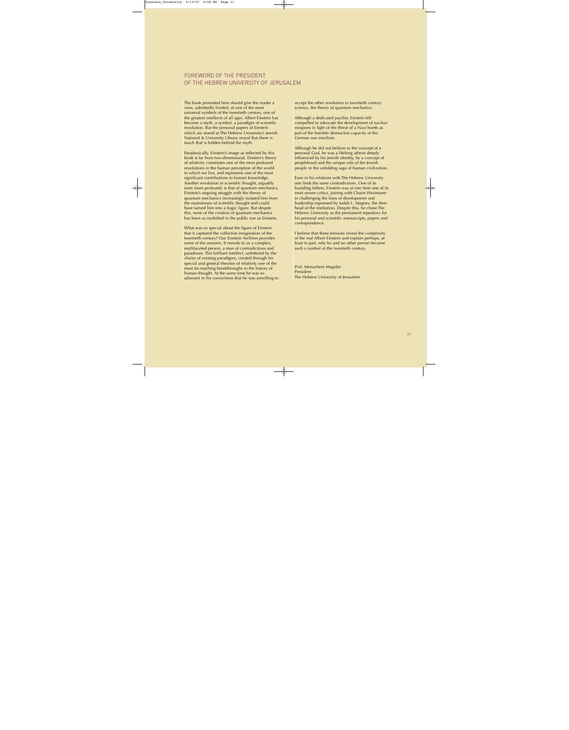# FOREWORD OF THE PRESIDENT OF THE HEBREW UNIVERSITY OF JERUSALEM

The book presented here should give the reader a view, admittedly limited, of one of the most universal symbols of the twentieth century, one of the greatest intellects of all ages. Albert Einstein has become a myth, a symbol, a paradigm of scientific revolution. But the personal papers of Einstein which are stored at The Hebrew University's Jewish National & University Library reveal that there is much that is hidden behind the myth.

Paradoxically, Einstein's image as reflected by this book is far from two-dimensional. Einstein's theory of relativity constitutes one of the most profound revolutions in the human perception of the world in which we live, and represents one of the most significant contributions to human knowledge. Another revolution in scientific thought, arguably even more profound, is that of quantum mechanics. Einstein's ongoing struggle with the theory of quantum mechanics increasingly isolated him from the mainstream of scientific thought and could have turned him into a tragic figure. But despite this, none of the creators of quantum mechanics has been as mythified in the public eye as Einstein.

What was so special about the figure of Einstein that it captured the collective imagination of the twentieth century? Our Einstein Archives provides some of the answers. It reveals to us a complex, multifaceted person, a man of contradictions and paradoxes. This brilliant intellect, unfettered by the chains of existing paradigms, created through his special and general theories of relativity one of the most far-reaching breakthroughs in the history of human thought. At the same time he was so adamant in his convictions that he was unwilling to accept the other revolution in twentieth century science, the theory of quantum mechanics.

Although a dedicated pacifist, Einstein felt compelled to advocate the development of nuclear weapons in light of the threat of a Nazi bomb as part of the horrible destructive capacity of the German war machine.

Although he did not believe in the concept of a personal God, he was a lifelong atheist deeply influenced by his Jewish identity, by a concept of peoplehood and the unique role of the Jewish people in the unfolding saga of human civilization.

Even in his relations with The Hebrew University one finds the same contradictions. One of its founding fathers, Einstein was at one time one of its most severe critics, joining with Chaim Weizmann in challenging the lines of development and leadership expressed by Judah L. Magnes, the then head of the institution. Despite this, he chose The Hebrew University as the permanent repository for his personal and scientific manuscripts, papers and correspondence.

I believe that these tensions reveal the complexity of the real Albert Einstein and explain perhaps, at least in part, why he and no other person became such a symbol of the twentieth century.

Prof. Menachem Magidor
President
The Hebrew University of Jerusalem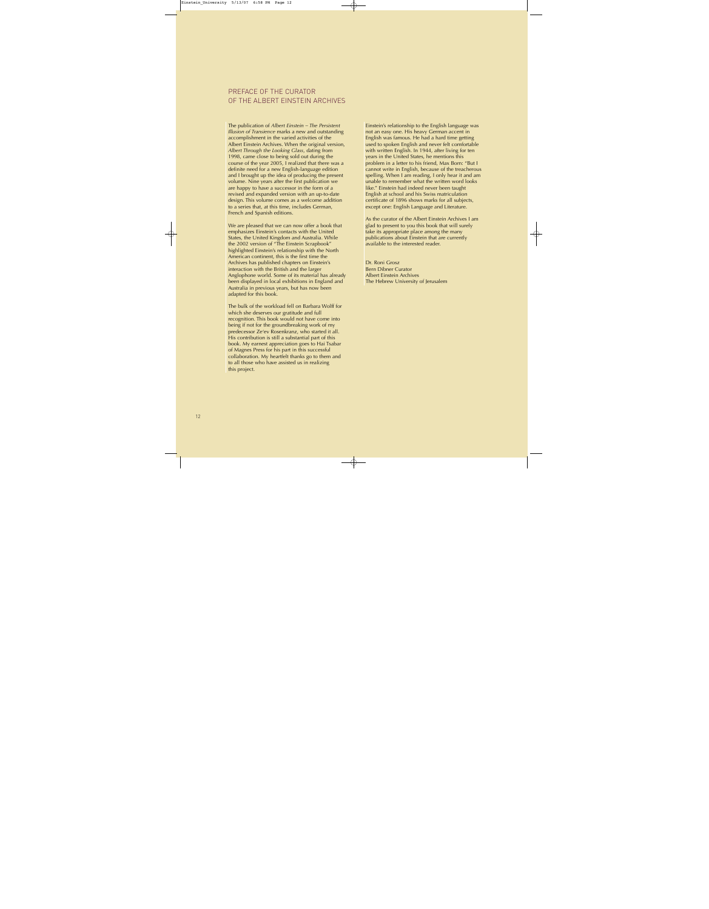## PREFACE OF THE CURATOR OF THE ALBERT EINSTEIN ARCHIVES

The publication of *Albert Einstein – The Persistent Illusion of Transience* marks a new and outstanding accomplishment in the varied activities of the Albert Einstein Archives. When the original version, *Albert Through the Looking Glass*, dating from 1998, came close to being sold out during the course of the year 2005, I realized that there was a definite need for a new English-language edition and I brought up the idea of producing the present volume. Nine years after the first publication we are happy to have a successor in the form of a revised and expanded version with an up-to-date design. This volume comes as a welcome addition to a series that, at this time, includes German, French and Spanish editions.

We are pleased that we can now offer a book that emphasizes Einstein's contacts with the United States, the United Kingdom and Australia. While the 2002 version of "The Einstein Scrapbook" highlighted Einstein's relationship with the North American continent, this is the first time the Archives has published chapters on Einstein's interaction with the British and the larger Anglophone world. Some of its material has already been displayed in local exhibitions in England and Australia in previous years, but has now been adapted for this book.

The bulk of the workload fell on Barbara Wolff for which she deserves our gratitude and full recognition. This book would not have come into being if not for the groundbreaking work of my predecessor Ze'ev Rosenkranz, who started it all. His contribution is still a substantial part of this book. My earnest appreciation goes to Hai Tsabar of Magnes Press for his part in this successful collaboration. My heartfelt thanks go to them and to all those who have assisted us in realizing this project.

Einstein's relationship to the English language was not an easy one. His heavy German accent in English was famous. He had a hard time getting used to spoken English and never felt comfortable with written English. In 1944, after living for ten years in the United States, he mentions this problem in a letter to his friend, Max Born: "But I cannot write in English, because of the treacherous spelling. When I am reading, I only hear it and am unable to remember what the written word looks like." Einstein had indeed never been taught English at school and his Swiss matriculation certificate of 1896 shows marks for all subjects, except one: English Language and Literature.

As the curator of the Albert Einstein Archives I am glad to present to you this book that will surely take its appropriate place among the many publications about Einstein that are currently available to the interested reader.

Dr. Roni Grosz  
Bern Dibner Curator  
Albert Einstein Archives  
The Hebrew University of Jerusalem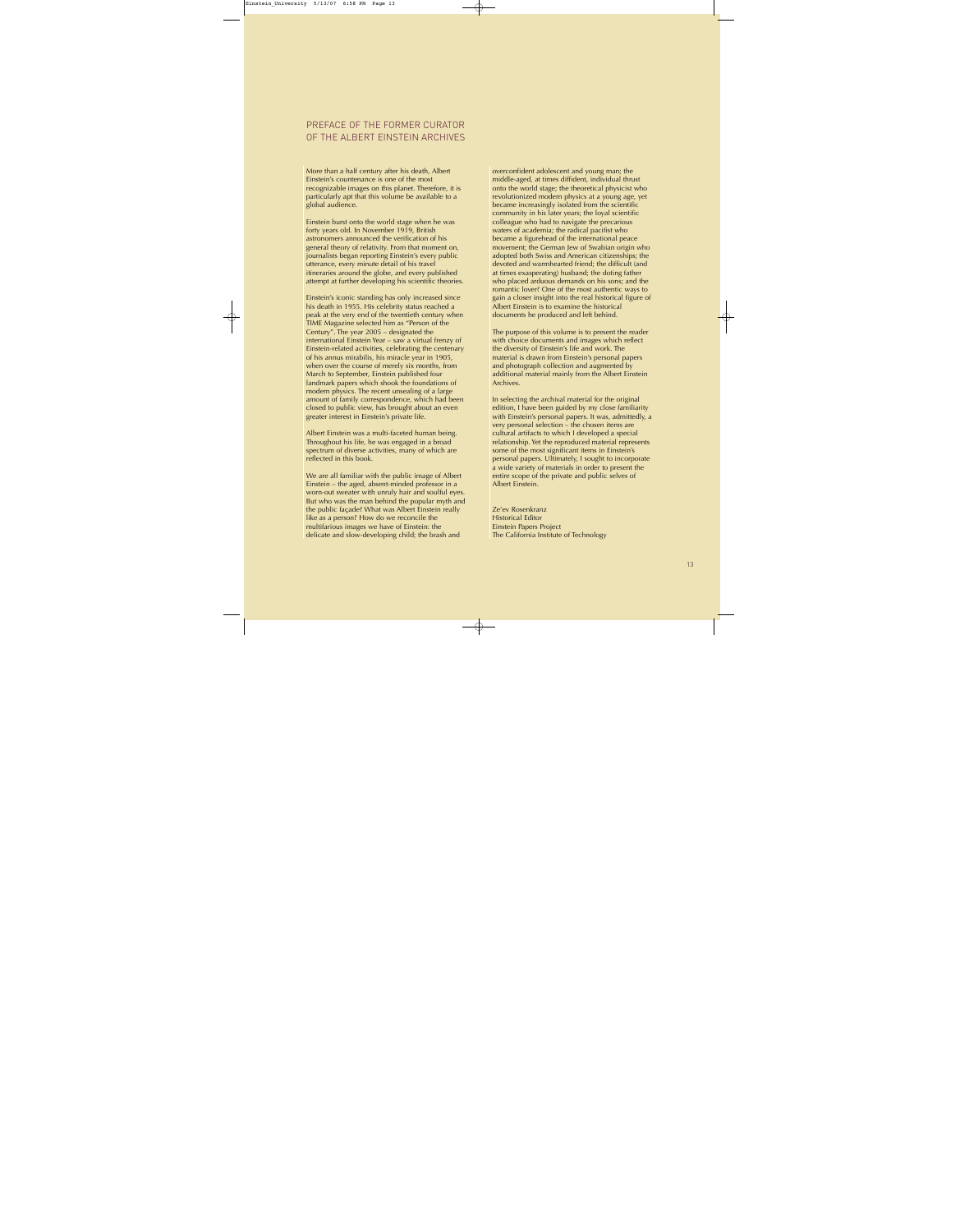## PREFACE OF THE FORMER CURATOR OF THE ALBERT EINSTEIN ARCHIVES

More than a half century after his death, Albert Einstein's countenance is one of the most recognizable images on this planet. Therefore, it is particularly apt that this volume be available to a global audience.

Einstein burst onto the world stage when he was forty years old. In November 1919, British astronomers announced the verification of his general theory of relativity. From that moment on, journalists began reporting Einstein's every public utterance, every minute detail of his travel itineraries around the globe, and every published attempt at further developing his scientific theories.

Einstein's iconic standing has only increased since his death in 1955. His celebrity status reached a peak at the very end of the twentieth century when TIME Magazine selected him as "Person of the Century". The year 2005 – designated the international Einstein Year – saw a virtual frenzy of Einstein-related activities, celebrating the centenary of his annus mirabilis, his miracle year in 1905, when over the course of merely six months, from March to September, Einstein published four landmark papers which shook the foundations of modern physics. The recent unsealing of a large amount of family correspondence, which had been closed to public view, has brought about an even greater interest in Einstein's private life.

Albert Einstein was a multi-faceted human being. Throughout his life, he was engaged in a broad spectrum of diverse activities, many of which are reflected in this book.

We are all familiar with the public image of Albert Einstein – the aged, absent-minded professor in a worn-out sweater with unruly hair and soulful eyes. But who was the man behind the popular myth and the public façade? What was Albert Einstein really like as a person? How do we reconcile the multifarious images we have of Einstein: the delicate and slow-developing child; the brash and overconfident adolescent and young man; the middle-aged, at times diffident, individual thrust onto the world stage; the theoretical physicist who revolutionized modern physics at a young age, yet became increasingly isolated from the scientific community in his later years; the loyal scientific colleague who had to navigate the precarious waters of academia; the radical pacifist who became a figurehead of the international peace movement; the German Jew of Swabian origin who adopted both Swiss and American citizenships; the devoted and warmhearted friend; the difficult (and at times exasperating) husband; the doting father who placed arduous demands on his sons; and the romantic lover? One of the most authentic ways to gain a closer insight into the real historical figure of Albert Einstein is to examine the historical documents he produced and left behind.

The purpose of this volume is to present the reader with choice documents and images which reflect the diversity of Einstein's life and work. The material is drawn from Einstein's personal papers and photograph collection and augmented by additional material mainly from the Albert Einstein Archives.

In selecting the archival material for the original edition, I have been guided by my close familiarity with Einstein's personal papers. It was, admittedly, a very personal selection – the chosen items are cultural artifacts to which I developed a special relationship. Yet the reproduced material represents some of the most significant items in Einstein's personal papers. Ultimately, I sought to incorporate a wide variety of materials in order to present the entire scope of the private and public selves of Albert Einstein.

Ze'ev Rosenkranz  
Historical Editor  
Einstein Papers Project  
The California Institute of Technology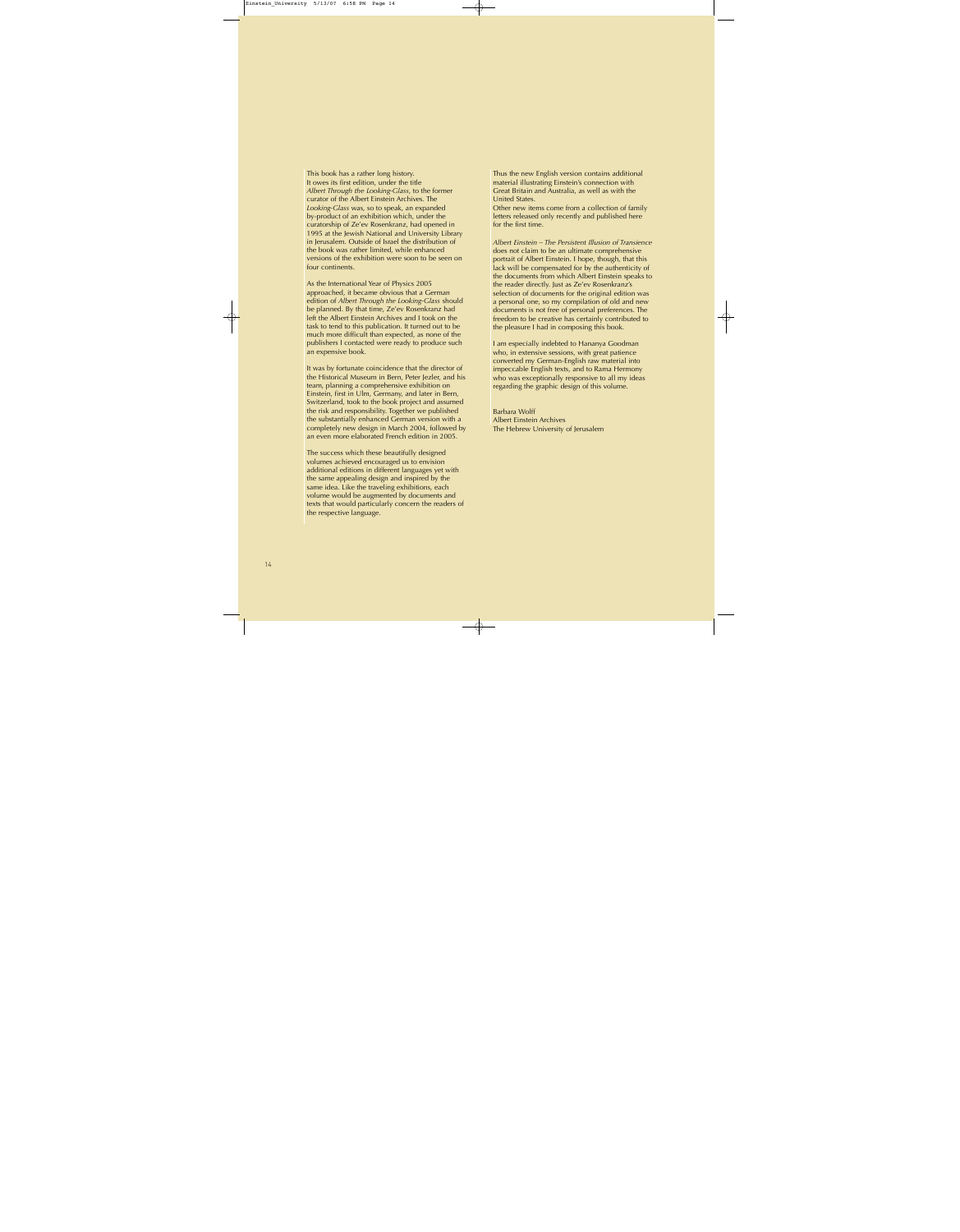This book has a rather long history. It owes its first edition, under the title *Albert Through the Looking-Glass*, to the former curator of the Albert Einstein Archives. The *Looking-Glass* was, so to speak, an expanded by-product of an exhibition which, under the curatorship of Ze'ev Rosenkranz, had opened in 1995 at the Jewish National and University Library in Jerusalem. Outside of Israel the distribution of the book was rather limited, while enhanced versions of the exhibition were soon to be seen on four continents.

As the International Year of Physics 2005 approached, it became obvious that a German edition of *Albert Through the Looking-Glass* should be planned. By that time, Ze'ev Rosenkranz had left the Albert Einstein Archives and I took on the task to tend to this publication. It turned out to be much more difficult than expected, as none of the publishers I contacted were ready to produce such an expensive book.

It was by fortunate coincidence that the director of the Historical Museum in Bern, Peter Jezler, and his team, planning a comprehensive exhibition on Einstein, first in Ulm, Germany, and later in Bern, Switzerland, took to the book project and assumed the risk and responsibility. Together we published the substantially enhanced German version with a completely new design in March 2004, followed by an even more elaborated French edition in 2005.

The success which these beautifully designed volumes achieved encouraged us to envision additional editions in different languages yet with the same appealing design and inspired by the same idea. Like the traveling exhibitions, each volume would be augmented by documents and texts that would particularly concern the readers of the respective language.

Thus the new English version contains additional material illustrating Einstein's connection with Great Britain and Australia, as well as with the United States.
Other new items come from a collection of family letters released only recently and published here for the first time.

*Albert Einstein – The Persistent Illusion of Transience* does not claim to be an ultimate comprehensive portrait of Albert Einstein. I hope, though, that this lack will be compensated for by the authenticity of the documents from which Albert Einstein speaks to the reader directly. Just as Ze'ev Rosenkranz's selection of documents for the original edition was a personal one, so my compilation of old and new documents is not free of personal preferences. The freedom to be creative has certainly contributed to the pleasure I had in composing this book.

I am especially indebted to Hananya Goodman who, in extensive sessions, with great patience converted my German-English raw material into impeccable English texts, and to Rama Hermony who was exceptionally responsive to all my ideas regarding the graphic design of this volume.

Barbara Wolff
Albert Einstein Archives
The Hebrew University of Jerusalem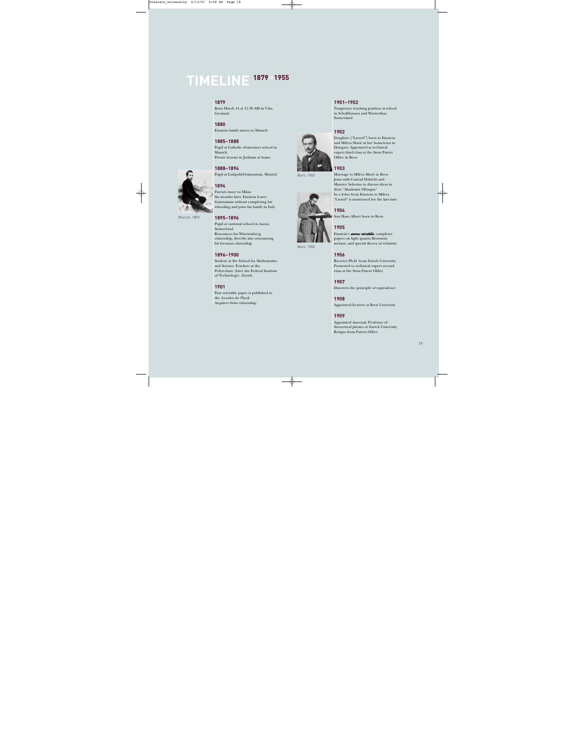# TIMELINE 1879–1955

### 1879
Born March 14 at 11:30 AM in Ulm, Germany

### 1880
Einstein family moves to Munich

### 1885–1888
Pupil at Catholic elementary school in Munich
Private lessons in Judaism at home

### 1888–1894
Pupil at Luitpold-Gymnasium, Munich

Munich, 1893

### 1894
Parents move to Milan
Six months later, Einstein leaves Gymnasium without completing his schooling and joins his family in Italy

### 1895–1896
Pupil at cantonal school in Aarau, Switzerland
Renounces his Württemberg citizenship, thereby also renouncing his German citizenship

### 1896–1900
Student at the School for Mathematics and Science Teachers at the Polytechnic (later the Federal Institute of Technology), Zurich

### 1901
First scientific paper is published in the *Annalen der Physik*
Acquires Swiss citizenship

### 1901–1902
Temporary teaching position at school in Schaffhausen and Winterthur, Switzerland

### 1902
Daughter ("Lieserl") born to Einstein and Mileva Marić in her hometown in Hungary. Appointed as technical expert third class at the Swiss Patent Office in Bern

Bern, 1903

### 1903
Marriage to Mileva Marić in Bern
Joins with Conrad Habicht and Maurice Solovine to discuss ideas in their "Akademie Olympia"
In a letter from Einstein to Mileva "Lieserl" is mentioned for the last time

### 1904
Son Hans Albert born in Bern

Bern, 1905

### 1905
Einstein's ***annus mirabilis***: completes papers on light quanta Brownian motion, and special theory of relativity

### 1906
Receives Ph.D. from Zurich University
Promoted to technical expert second class at the Swiss Patent Office

### 1907
Discovers the principle of equivalence

### 1908
Appointed lecturer at Bern University

### 1909
Appointed Associate Professor of theoretical physics at Zurich University
Resigns from Patent Office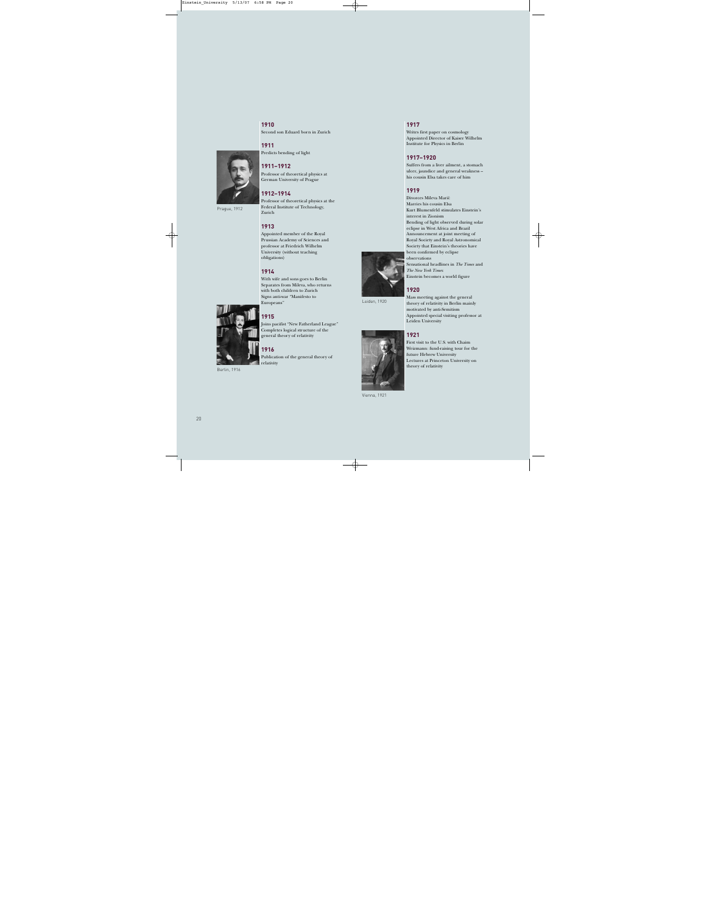### 1910

Second son Eduard born in Zurich

### 1911

Predicts bending of light

### 1911–1912

Professor of theoretical physics at German University of Prague

Prague, 1912

### 1912–1914

Professor of theoretical physics at the Federal Institute of Technology, Zurich

### 1913

Appointed member of the Royal Prussian Academy of Sciences and professor at Friedrich Wilhelm University (without teaching obligations)

### 1914

With wife and sons goes to Berlin
Separates from Mileva, who returns with both children to Zurich
Signs anti-war "Manifesto to Europeans"

### 1915

Joins pacifist "New Fatherland League"
Completes logical structure of the general theory of relativity

### 1916

Publication of the general theory of relativity

Berlin, 1916

### 1917

Writes first paper on cosmology
Appointed Director of Kaiser Wilhelm Institute for Physics in Berlin

### 1917–1920

Suffers from a liver ailment, a stomach ulcer, jaundice and general weakness – his cousin Elsa takes care of him

### 1919

Divorces Mileva Marić
Marries his cousin Elsa
Kurt Blumenfeld stimulates Einstein's interest in Zionism
Bending of light observed during solar eclipse in West Africa and Brazil
Announcement at joint meeting of Royal Society and Royal Astronomical Society that Einstein's theories have been confirmed by eclipse observations
Sensational headlines in *The Times* and *The New York Times*
Einstein becomes a world figure

Leiden, 1920

### 1920

Mass meeting against the general theory of relativity in Berlin mainly motivated by anti-Semitism
Appointed special visiting professor at Leiden University

### 1921

First visit to the U.S. with Chaim Weizmann: fund-raising tour for the future Hebrew University
Lectures at Princeton University on theory of relativity

Vienna, 1921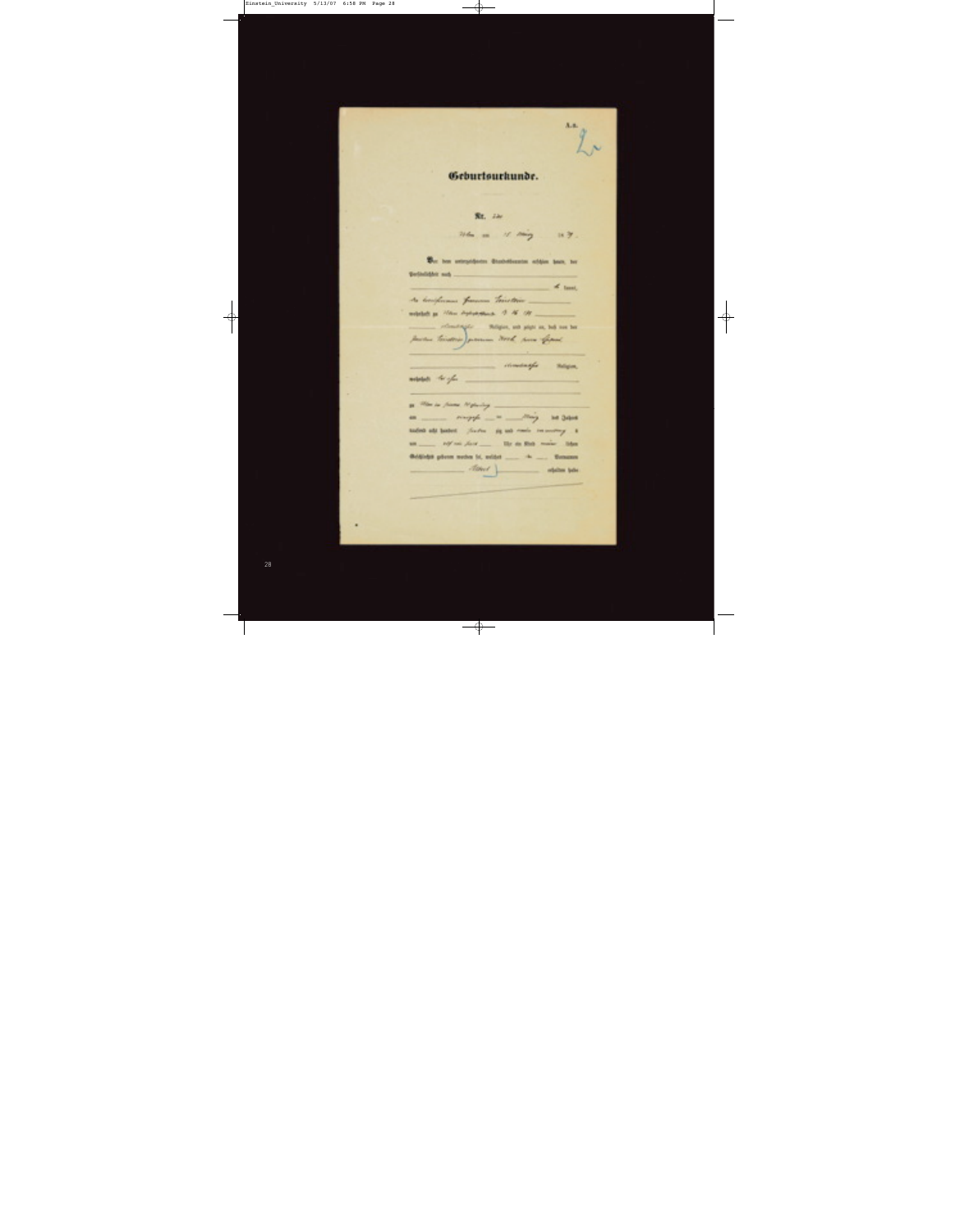A.a.

# Geburtsurkunde.

**Nr.** 224

Ulm am 15 März 1879.

Vor dem unterzeichneten Standesbeamten erschien heute, der Persönlichkeit nach

bekannt,

der Kaufmann Hermann Einstein

wohnhaft zu Ulm Bahnhofstraße B 135

israelitischer Religion, und zeigte an, daß von der

Pauline Einstein geborene Koch seiner Ehefrau

israelitischer Religion,

wohnhaft bei ihm

zu Ulm in seiner Wohnung

am vierzehnten März des Jahres

tausend acht hundert siebenzig und neun

um elf ein halb Uhr ein Kind männlichen Geschlechts geboren worden sei, welches Vornamen

Albert erhalten habe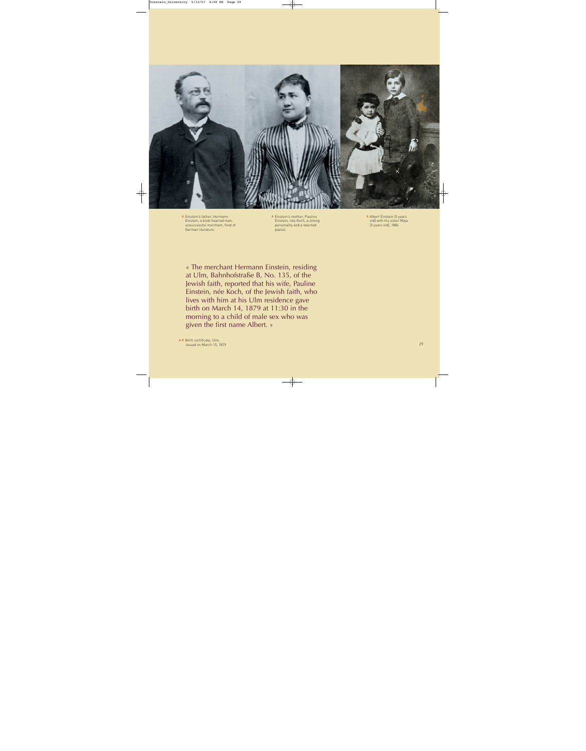↑ Einstein's father, Hermann Einstein, a kind-hearted man, unsuccessful merchant, fond of German literature.

↑ Einstein's mother, Pauline Einstein, née Koch, a strong personality and a talented pianist.

↑ Albert Einstein (5 years old) with his sister Maja (3 years old), 1884

« The merchant Hermann Einstein, residing at Ulm, Bahnhofstraße B, No. 135, of the Jewish faith, reported that his wife, Pauline Einstein, née Koch, of the Jewish faith, who lives with him at his Ulm residence gave birth on March 14, 1879 at 11:30 in the morning to a child of male sex who was given the first name Albert. »

←↑ Birth certificate, Ulm, issued on March 15, 1879